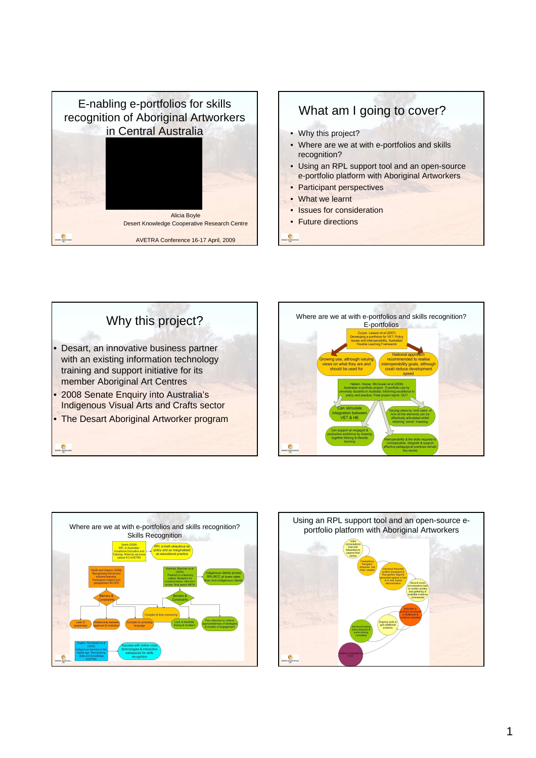# E-nabling e-portfolios for skills recognition of Aboriginal Artworkers in Central Australia

Alicia Boyle
Desert Knowledge Cooperative Research Centre

AVETRA Conference 16-17 April, 2009

## What am I going to cover?

- Why this project?
- Where are we at with e-portfolios and skills recognition?
- Using an RPL support tool and an open-source e-portfolio platform with Aboriginal Artworkers
- Participant perspectives
- What we learnt
- Issues for consideration
- Future directions

## Why this project?

- Desart, an innovative business partner with an existing information technology training and support initiative for its member Aboriginal Art Centres
- 2008 Senate Enquiry into Australia's Indigenous Visual Arts and Crafts sector
- The Desart Aboriginal Artworker program

## Where are we at with e-portfolios and skills recognition? E-portfolios

- Curyer, Leeson et al (2007) Developing e-portfolios for VET: Policy issues and interoperability, Australian Flexible Learning Framework
  - Growing use, although varying views on what they are and should be used for
  - National approach recommended to realise interoperability goals, although could reduce development speed
- Hallam, Harper, McCowan et al (2008) Australian e-portfolio project: E-portfolio use by university students in Australia: Informing excellence in policy and practice. Final project report, QUT
  - Can stimulate integration between VET & HE
  - Varying views by 'end users' of how all the elements can be effectively articulated whilst retaining 'owner' meaning
  - Can support an engaged & productive workforce by drawing together lifelong & lifewide learning
  - Interoperability & the skills required to conceptualise, integrate & support effective pedagogical practices remain key issues

## Where are we at with e-portfolios and skills recognition? Skills Recognition

- Smith (2008) RPL in Australian Vocational Education and Training: What do we know (about it)? AVETRA
  - RPL is both ubiquitous as policy and as marginalised as educational practice
- Smith and Clayton (2009) Recognising formal and informal learning: Participant insights and perspectives NCVER
  - Barriers & Constraints
    - Lack of awareness
    - Relationship between applicant & institution
    - Complex & confusing language
    - Complex & time consuming
- Kemmis, Brennan et al (2004) Partners in a learning culture: Blueprint for implementation. Mid term review, final report ANTA
  - Indigenous clients access RPL/RCC at lower rates than non-Indigenous clients
  - Barriers & Constraints
    - Complex & time consuming
    - Lack of flexibility (timing & location)
    - Poor attention to cultural appropriateness of strategies & models of engagement
- Eagles, Woodward et al (2005) Indigenous learners in the digital age: Recognising skills and knowledge AVETRA
  - Success with online voice technologies & interactive webspaces for skills recognition

## Using an RPL support tool and an open-source e-portfolio platform with Aboriginal Artworkers

- Initial conversations held with Artworkers to capture their stories
- Competency Navigator Artworker 'Job Role' created
- Individual Artworker profiles developed & 'Recognition Reports' generated against a Cert III in Arts Centre Administration
- Second round conversations held to confirm profiles and gathering of available evidence commenced
- Artworker e-portfolios developed in Skillsbook & evidence uploaded
- Ongoing visits to gain additional evidence
- Individual training plans prepared & some training completed
- Evidence assessed by RTO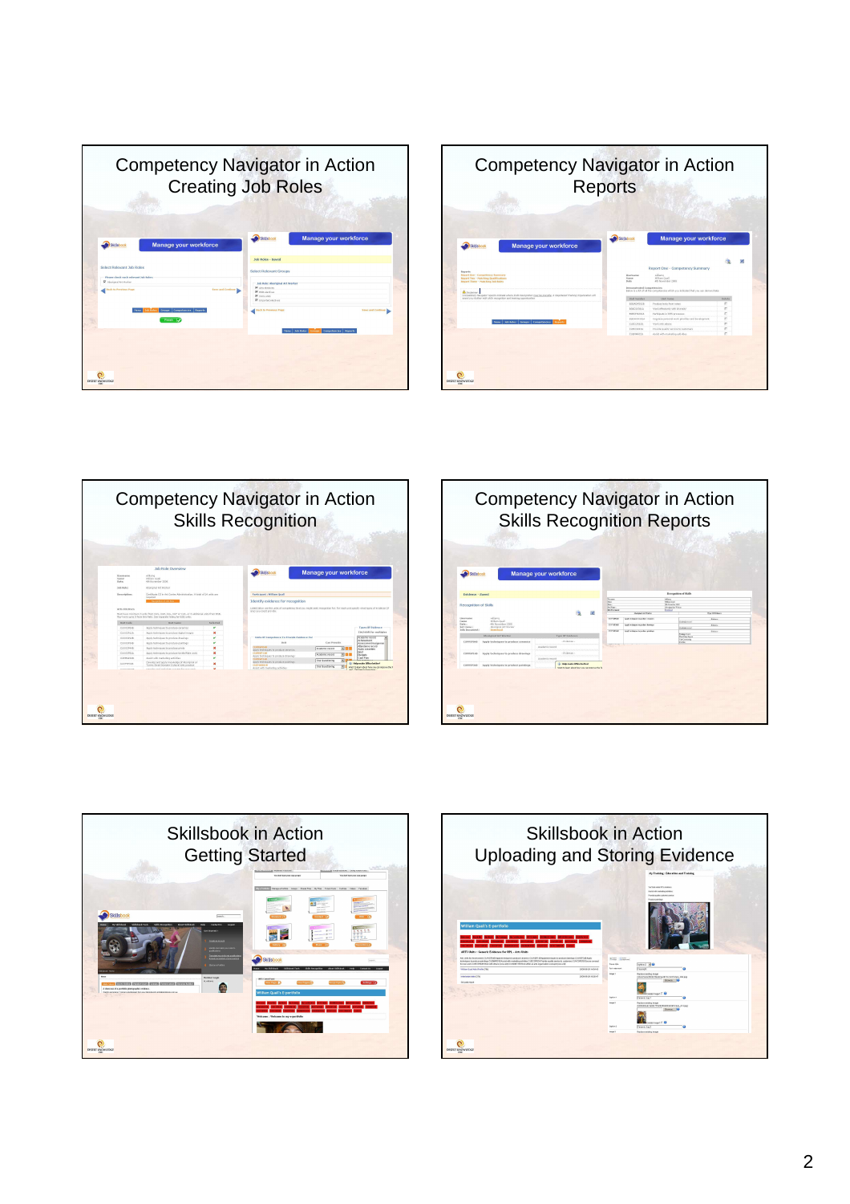## Competency Navigator in Action
### Creating Job Roles

## Competency Navigator in Action
### Reports

## Competency Navigator in Action
### Skills Recognition

## Competency Navigator in Action
### Skills Recognition Reports

## Skillsbook in Action
### Getting Started

## Skillsbook in Action
### Uploading and Storing Evidence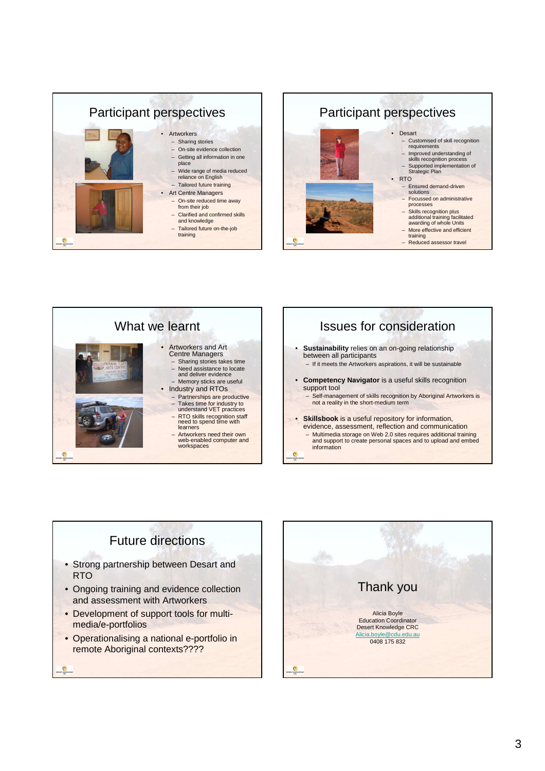## Participant perspectives

- Artworkers
  - Sharing stories
  - On-site evidence collection
  - Getting all information in one place
  - Wide range of media reduced reliance on English
  - Tailored future training
- Art Centre Managers
  - On-site reduced time away from their job
  - Clarified and confirmed skills and knowledge
  - Tailored future on-the-job training

## Participant perspectives

- Desart
  - Customised of skill recognition requirements
  - Improved understanding of skills recognition process
  - Supported implementation of Strategic Plan
- RTO
  - Ensured demand-driven solutions
  - Focussed on administrative processes
  - Skills recognition plus additional training facilitated awarding of whole Units
  - More effective and efficient training
  - Reduced assessor travel

## What we learnt

- Artworkers and Art Centre Managers
  - Sharing stories takes time
  - Need assistance to locate and deliver evidence
  - Memory sticks are useful
- Industry and RTOs
  - Partnerships are productive
  - Takes time for industry to understand VET practices
  - RTO skills recognition staff need to spend time with learners
  - Artworkers need their own web-enabled computer and workspaces

## Issues for consideration

- **Sustainability** relies on an on-going relationship between all participants
  - If it meets the Artworkers aspirations, it will be sustainable
- **Competency Navigator** is a useful skills recognition support tool
  - Self-management of skills recognition by Aboriginal Artworkers is not a reality in the short-medium term
- **Skillsbook** is a useful repository for information, evidence, assessment, reflection and communication
  - Multimedia storage on Web 2.0 sites requires additional training and support to create personal spaces and to upload and embed information

## Future directions

- Strong partnership between Desart and RTO
- Ongoing training and evidence collection and assessment with Artworkers
- Development of support tools for multi-media/e-portfolios
- Operationalising a national e-portfolio in remote Aboriginal contexts????

## Thank you

Alicia Boyle
Education Coordinator
Desert Knowledge CRC
Alicia.boyle@cdu.edu.au
0408 175 832